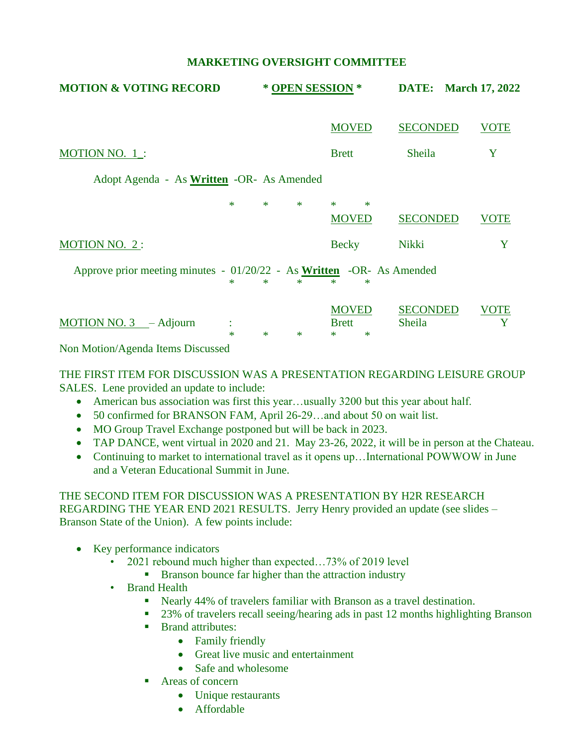## MARKETING OVERSIGHT COMMITTEE

**MOTION & VOTING RECORD** **\* OPEN SESSION \*** **DATE: March 17, 2022**

| | MOVED | SECONDED | VOTE |
|---|---|---|---|
| MOTION NO. 1 : | Brett | Sheila | Y |

Adopt Agenda - As **Written** -OR- As Amended

\* \* \* \* \*

| | MOVED | SECONDED | VOTE |
|---|---|---|---|
| MOTION NO. 2 : | Becky | Nikki | Y |

Approve prior meeting minutes - 01/20/22 - As **Written** -OR- As Amended

\* \* \* \* \*

| | MOVED | SECONDED | VOTE |
|---|---|---|---|
| MOTION NO. 3 – Adjourn : | Brett | Sheila | Y |

\* \* \* \* \*

Non Motion/Agenda Items Discussed

THE FIRST ITEM FOR DISCUSSION WAS A PRESENTATION REGARDING LEISURE GROUP SALES. Lene provided an update to include:

- American bus association was first this year…usually 3200 but this year about half.
- 50 confirmed for BRANSON FAM, April 26-29…and about 50 on wait list.
- MO Group Travel Exchange postponed but will be back in 2023.
- TAP DANCE, went virtual in 2020 and 21. May 23-26, 2022, it will be in person at the Chateau.
- Continuing to market to international travel as it opens up…International POWWOW in June and a Veteran Educational Summit in June.

THE SECOND ITEM FOR DISCUSSION WAS A PRESENTATION BY H2R RESEARCH REGARDING THE YEAR END 2021 RESULTS. Jerry Henry provided an update (see slides – Branson State of the Union). A few points include:

- Key performance indicators
  - 2021 rebound much higher than expected…73% of 2019 level
    - Branson bounce far higher than the attraction industry
  - Brand Health
    - Nearly 44% of travelers familiar with Branson as a travel destination.
    - 23% of travelers recall seeing/hearing ads in past 12 months highlighting Branson
    - Brand attributes:
      - Family friendly
      - Great live music and entertainment
      - Safe and wholesome
    - Areas of concern
      - Unique restaurants
      - Affordable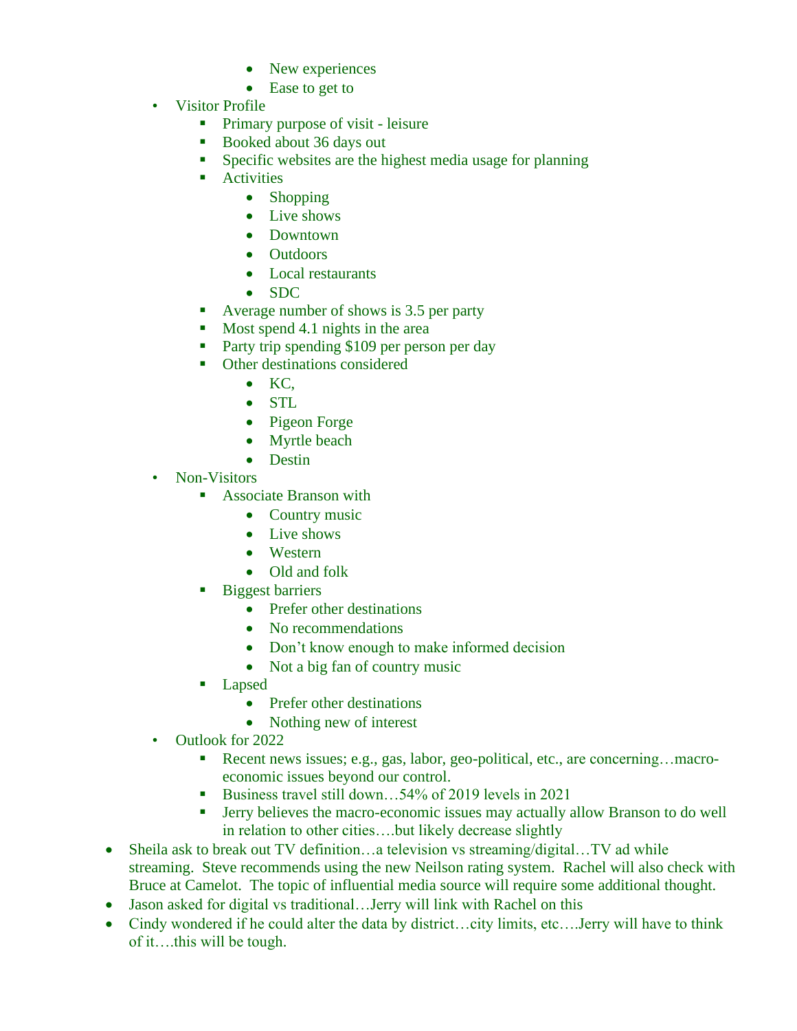- New experiences
        - Ease to get to
  - Visitor Profile
    - Primary purpose of visit - leisure
    - Booked about 36 days out
    - Specific websites are the highest media usage for planning
    - Activities
      - Shopping
      - Live shows
      - Downtown
      - Outdoors
      - Local restaurants
      - SDC
    - Average number of shows is 3.5 per party
    - Most spend 4.1 nights in the area
    - Party trip spending $109 per person per day
    - Other destinations considered
      - KC,
      - STL
      - Pigeon Forge
      - Myrtle beach
      - Destin
  - Non-Visitors
    - Associate Branson with
      - Country music
      - Live shows
      - Western
      - Old and folk
    - Biggest barriers
      - Prefer other destinations
      - No recommendations
      - Don't know enough to make informed decision
      - Not a big fan of country music
    - Lapsed
      - Prefer other destinations
      - Nothing new of interest
  - Outlook for 2022
    - Recent news issues; e.g., gas, labor, geo-political, etc., are concerning…macro-economic issues beyond our control.
    - Business travel still down…54% of 2019 levels in 2021
    - Jerry believes the macro-economic issues may actually allow Branson to do well in relation to other cities….but likely decrease slightly
- Sheila ask to break out TV definition…a television vs streaming/digital…TV ad while streaming. Steve recommends using the new Neilson rating system. Rachel will also check with Bruce at Camelot. The topic of influential media source will require some additional thought.
- Jason asked for digital vs traditional…Jerry will link with Rachel on this
- Cindy wondered if he could alter the data by district…city limits, etc….Jerry will have to think of it….this will be tough.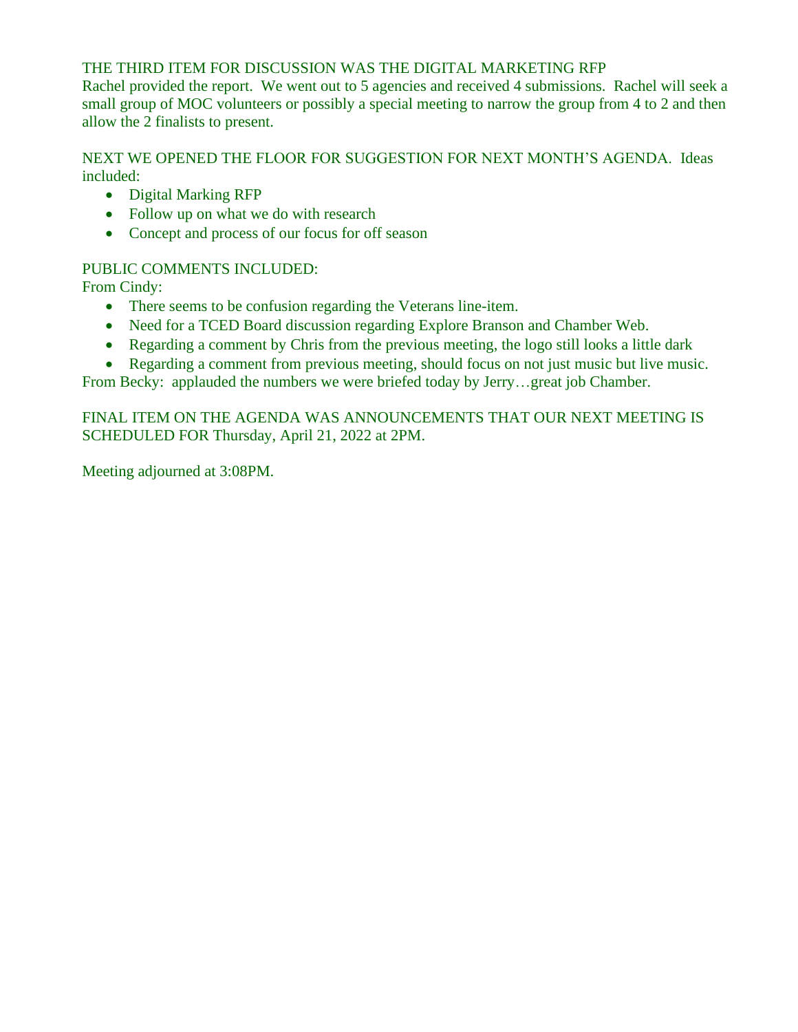THE THIRD ITEM FOR DISCUSSION WAS THE DIGITAL MARKETING RFP
Rachel provided the report. We went out to 5 agencies and received 4 submissions. Rachel will seek a small group of MOC volunteers or possibly a special meeting to narrow the group from 4 to 2 and then allow the 2 finalists to present.

NEXT WE OPENED THE FLOOR FOR SUGGESTION FOR NEXT MONTH'S AGENDA. Ideas included:

- Digital Marking RFP
- Follow up on what we do with research
- Concept and process of our focus for off season

PUBLIC COMMENTS INCLUDED:
From Cindy:

- There seems to be confusion regarding the Veterans line-item.
- Need for a TCED Board discussion regarding Explore Branson and Chamber Web.
- Regarding a comment by Chris from the previous meeting, the logo still looks a little dark
- Regarding a comment from previous meeting, should focus on not just music but live music.

From Becky: applauded the numbers we were briefed today by Jerry…great job Chamber.

FINAL ITEM ON THE AGENDA WAS ANNOUNCEMENTS THAT OUR NEXT MEETING IS SCHEDULED FOR Thursday, April 21, 2022 at 2PM.

Meeting adjourned at 3:08PM.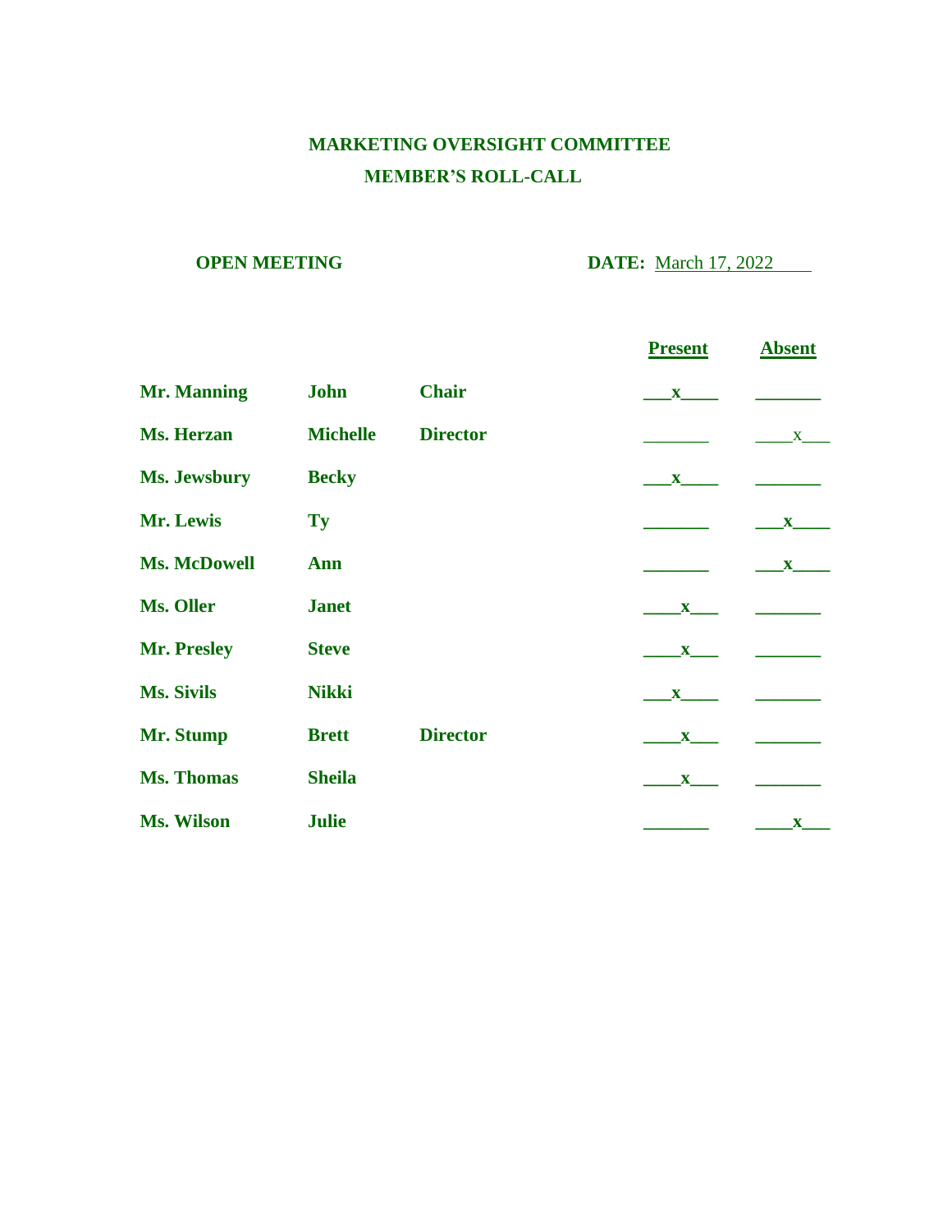**MARKETING OVERSIGHT COMMITTEE**

**MEMBER'S ROLL-CALL**

**OPEN MEETING** **DATE:** March 17, 2022

| | | | Present | Absent |
|---|---|---|---|---|
| **Mr. Manning** | **John** | **Chair** | x | |
| **Ms. Herzan** | **Michelle** | **Director** | | x |
| **Ms. Jewsbury** | **Becky** | | x | |
| **Mr. Lewis** | **Ty** | | | x |
| **Ms. McDowell** | **Ann** | | | x |
| **Ms. Oller** | **Janet** | | x | |
| **Mr. Presley** | **Steve** | | x | |
| **Ms. Sivils** | **Nikki** | | x | |
| **Mr. Stump** | **Brett** | **Director** | x | |
| **Ms. Thomas** | **Sheila** | | x | |
| **Ms. Wilson** | **Julie** | | | x |